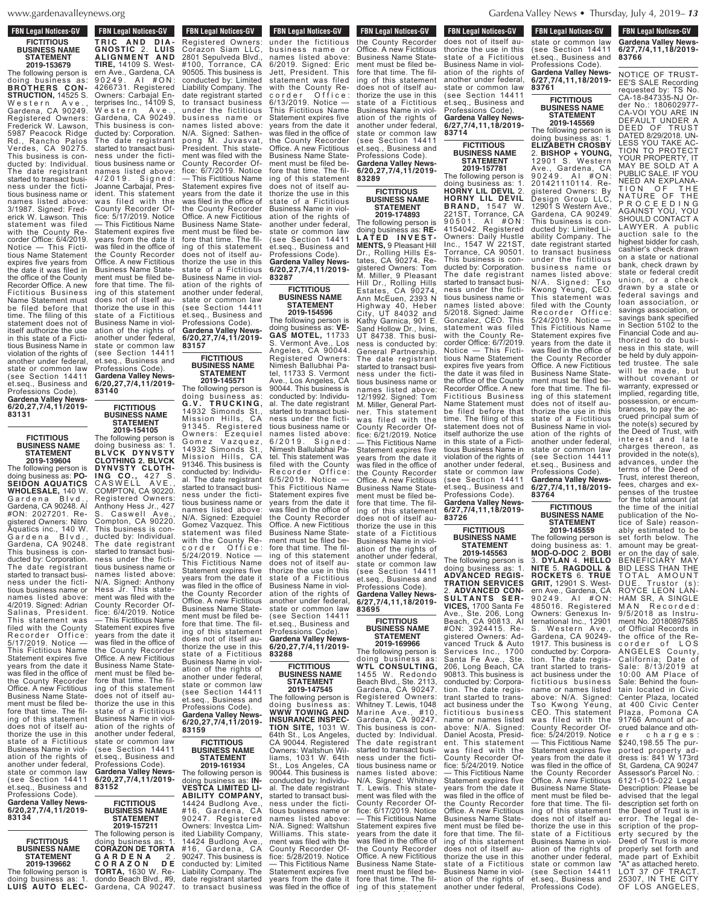**FBN Legal Notices-GV**

**FICTITIOUS BUSINESS NAME STATEMENT 2019-153679**

The following person is doing business as: **BROTHERS CONSTRUCTION**, 14525 S. Western Ave., Gardena, CA 90249. Registered Owners: Frederick W. Lawson, 5987 Peacock Ridge Rd., Rancho Palos Verdes, CA 90275. This business is conducted by: Individual. The date registrant started to transact business under the fictitious business name or names listed above: 3/1987. Signed: Frederick W. Lawson. This statement was filed with the County Recorder Office: 6/4/2019. Notice — This Fictitious Name Statement expires five years from the date it was filed in the office of the County Recorder Office. A new Fictitious Business Name Statement must be filed before that time. The filing of this statement does not of itself authorize the use in this state of a Fictitious Business Name in violation of the rights of another under federal, state or common law (see Section 14411 et.seq., Business and Professions Code). **Gardena Valley News-6/20,27,7/4,11/2019-83131**

**FICTITIOUS BUSINESS NAME STATEMENT 2019-139604**

The following person is doing business as: **POSEIDON AQUATICS WHOLESALE,** 140 W. Gardena Blvd., Gardena, CA 90248. AI #ON: 2027201. Registered Owners: Nitro Aquatics inc., 140 W. Gardena Blvd., Gardena, CA 90248. This business is conducted by: Corporation. The date registrant started to transact business under the fictitious business name or names listed above: 4/2019. Signed: Adrian Salinas, President. This statement was filed with the County Recorder Office: 5/17/2019. Notice — This Fictitious Name Statement expires five years from the date it was filed in the office of the County Recorder Office. A new Fictitious Business Name Statement must be filed before that time. The filing of this statement does not of itself authorize the use in this state of a Fictitious Business Name in violation of the rights of another under federal, state or common law (see Section 14411 et.seq., Business and Professions Code). **Gardena Valley News-6/20,27,7/4,11/2019-83134**

**FICTITIOUS BUSINESS NAME STATEMENT 2019-139662**

The following person is doing business as: 1. **LUIS AUTO ELECTRIC AND DIAGNOSTIC** 2. **LUIS ALIGNMENT AND TIRE,** 14109 S. Western Ave., Gardena, CA 90249. AI #ON: 4266731. Registered Owners: Carbajal Enterprises Inc., 14109 S, Western Ave., Gardena, CA 90249. This business is conducted by: Corporation. The date registrant started to transact business under the fictitious business name or names listed above: 4/2019. Signed: Joanne Carbajal, President. This statement was filed with the County Recorder Office: 5/17/2019. Notice — This Fictitious Name Statement expires five years from the date it was filed in the office of the County Recorder Office. A new Fictitious Business Name Statement must be filed before that time. The filing of this statement does not of itself authorize the use in this state of a Fictitious Business Name in violation of the rights of another under federal, state or common law (see Section 14411 et.seq., Business and Professions Code). **Gardena Valley News-6/20,27,7/4,11/2019-83140**

**FICTITIOUS BUSINESS NAME STATEMENT 2019-154105**

The following person is doing business as: 1. **BLVCK DYNVSTY CLOTHING** 2. **BLVCK DYNVSTY CLOTHING CO.,** 427 S. CASWELL AVE., COMPTON, CA 90220. Registered Owners: Anthony Hess Jr., 427 S. Caswell Ave., Compton, CA 90220. This business is conducted by: Individual. The date registrant started to transact business under the fictitious business name or names listed above: N/A. Signed: Anthony Hess Jr. This statement was filed with the County Recorder Office: 6/4/2019. Notice — This Fictitious Name Statement expires five years from the date it was filed in the office of the County Recorder Office. A new Fictitious Business Name Statement must be filed before that time. The filing of this statement does not of itself authorize the use in this state of a Fictitious Business Name in violation of the rights of another under federal, state or common law (see Section 14411 et.seq., Business and Professions Code). **Gardena Valley News-6/20,27,7/4,11/2019-83152**

**FICTITIOUS BUSINESS NAME STATEMENT 2019-157211**

The following person is doing business as: 1. **CORAZON DE TORTA GARDENA** 2. **CORAZON DE TORTA,** 1630 W. Redondo Beach Blvd., #9, Gardena, CA 90247. Registered Owners: Corazon Siam LLC, 2801 Sepulveda Blvd., #100, Torrance, CA 90505. This business is conducted by: Limited Liability Company. The date registrant started to transact business under the fictitious business name or names listed above: N/A. Signed: Sathenpong M. Juvasvat, President. This statement was filed with the County Recorder Office: 6/7/2019. Notice — This Fictitious Name Statement expires five years from the date it was filed in the office of the County Recorder Office. A new Fictitious Business Name Statement must be filed before that time. The filing of this statement does not of itself authorize the use in this state of a Fictitious Business Name in violation of the rights of another under federal, state or common law (see Section 14411 et.seq., Business and Professions Code). **Gardena Valley News-6/20,27,7/4,11/2019-83157**

**FICTITIOUS BUSINESS NAME STATEMENT 2019-145571**

The following person is doing business as: **G.V. TRUCKING,** 14932 Simonds St., Mission Hills, CA 91345. Registered Owners: Ezequiel Gomez Vazquez, 14932 Simonds St., Mission Hills, CA 91346. This business is conducted by: Individual. The date registrant started to transact business under the fictitious business name or names listed above: N/A. Signed: Ezequiel Gomez Vazquez. This statement was filed with the County Recorder Office: 5/24/2019. Notice — This Fictitious Name Statement expires five years from the date it was filed in the office of the County Recorder Office. A new Fictitious Business Name Statement must be filed before that time. The filing of this statement does not of itself authorize the use in this state of a Fictitious Business Name in violation of the rights of another under federal, state or common law (see Section 14411 et.seq., Business and Professions Code). **Gardena Valley News-6/20,27,7/4,11/2019-83159**

**FICTITIOUS BUSINESS NAME STATEMENT 2019-161934**

The following person is doing business as: **INVESTCA LIMITED LIABILITY COMPANY,** 14424 Budlong Ave., #16, Gardena, CA 90247. Registered Owners: Investca Limited Liability Company, 14424 Budlong Ave., #16, Gardena, CA 90247. This business is conducted by: Limited Liability Company. The date registrant started to transact business under the fictitious business name or names listed above: 6/2019. Signed: Eric Jett, President. This statement was filed with the County Recorder Office: 6/13/2019. Notice — This Fictitious Name Statement expires five years from the date it was filed in the office of the County Recorder Office. A new Fictitious Business Name Statement must be filed before that time. The filing of this statement does not of itself authorize the use in this state of a Fictitious Business Name in violation of the rights of another under federal, state or common law (see Section 14411 et.seq., Business and Professions Code). **Gardena Valley News-6/20,27,7/4,11/2019-83287**

**FICTITIOUS BUSINESS NAME STATEMENT 2019-154596**

The following person is doing business as: **VEGAS MOTEL,** 11733 S. Vermont Ave., Los Angeles, CA 90044. Registered Owners: Nimesh Ballubhai Patel, 11733 S. Vermont Ave., Los Angeles, CA 90044. This business is conducted by: Individual. The date registrant started to transact business under the fictitious business name or names listed above: 6/2019. Signed: Nimesh Ballulabhai Patel. This statement was filed with the County Recorder Office: 6/5/2019. Notice — This Fictitious Name Statement expires five years from the date it was filed in the office of the County Recorder Office. A new Fictitious Business Name Statement must be filed before that time. The filing of this statement does not of itself authorize the use in this state of a Fictitious Business Name in violation of the rights of another under federal, state or common law (see Section 14411 et.seq., Business and Professions Code). **Gardena Valley News-6/20,27,7/4,11/2019-83288**

**FICTITIOUS BUSINESS NAME STATEMENT 2019-147545**

The following person is doing business as: **WWW TOWING AND INSURANCE INSPECTION SITE,** 1031 W. 64th St., Los Angeles, CA 90044. Registered Owners: Waltshun Williams, 1031 W. 64th St., Los Angeles, CA 90044. This business is conducted by: Individual. The date registrant started to transact business under the fictitious business name or names listed above: N/A. Signed: Waltshun Williams. This statement was filed with the County Recorder Office: 5/28/2019. Notice — This Fictitious Name Statement expires five years from the date it was filed in the office of the County Recorder Office. A new Fictitious Business Name Statement must be filed before that time. The filing of this statement does not of itself authorize the use in this state of a Fictitious Business Name in violation of the rights of another under federal, state or common law (see Section 14411 et.seq., Business and Professions Code). **Gardena Valley News-6/20,27,7/4,11/2019-83289**

**FICTITIOUS BUSINESS NAME STATEMENT 2019-174893**

The following person is doing business as: **RELATED INVESTMENTS,** 9 Pleasant Hill Dr., Rolling Hills Estates, CA 90274. Registered Owners: Tom M. Miller, 9 Pleasant Hill Dr., Rolling Hills Estates, CA 90274, Ann McEuen, 2393 N Highway 40, Heber City, UT 84032 and Kathy Garnica, 901 E. Sand Hollow Dr., Ivins, UT 84738. This business is conducted by: General Partnership. The date registrant started to transact business under the fictitious business name or names listed above: 12/1992. Signed: Tom M. Miller, General Partner. This statement was filed with the County Recorder Office: 6/21/2019. Notice — This Fictitious Name Statement expires five years from the date it was filed in the office of the County Recorder Office. A new Fictitious Business Name Statement must be filed before that time. The filing of this statement does not of itself authorize the use in this state of a Fictitious Business Name in violation of the rights of another under federal, state or common law (see Section 14411 et.seq., Business and Professions Code). **Gardena Valley News-6/27,7/4,11,18/2019-83695**

**FICTITIOUS BUSINESS NAME STATEMENT 2019-169966**

The following person is doing business as: **WTL CONSULTING,** 1455 W. Redondo Beach Blvd., Ste. 2113, Gardena, CA 90247. Registered Owners: Whitney T. Lewis, 1048 Marine Ave., #10, Gardena, CA 90247. This business is conducted by: Individual. The date registrant started to transact business under the fictitious business name or names listed above: N/A. Signed: Whitney T. Lewis. This statement was filed with the County Recorder Office: 6/17/2019. Notice — This Fictitious Name Statement expires five years from the date it was filed in the office of the County Recorder Office. A new Fictitious Business Name Statement must be filed before that time. The filing of this statement does not of itself authorize the use in this state of a Fictitious Business Name in violation of the rights of another under federal, state or common law (see Section 14411 et.seq., Business and Professions Code). **Gardena Valley News-6/27,7/4,11,18/2019-83714**

**FICTITIOUS BUSINESS NAME STATEMENT 2019-157781**

The following person is doing business as: 1. **HORNY LIL DEVIL** 2. **HORNY LIL DEVIL BRAND,** 1547 W. 221ST, Torrance, CA 90501. AI #ON: 4154042. Registered Owners: Daily Hustle Inc., 1547 W 221ST, Torrance, CA 90501. This business is conducted by: Corporation. The date registrant started to transact business under the fictitious business name or names listed above: 5/2018. Signed: Jaime Gonzalez, CEO. This statement was filed with the County Recorder Office: 6/7/2019. Notice — This Fictitious Name Statement expires five years from the date it was filed in the office of the County Recorder Office. A new Fictitious Business Name Statement must be filed before that time. The filing of this statement does not of itself authorize the use in this state of a Fictitious Business Name in violation of the rights of another under federal, state or common law (see Section 14411 et.seq., Business and Professions Code). **Gardena Valley News-6/27,7/4,11,18/2019-83726**

**FICTITIOUS BUSINESS NAME STATEMENT 2019-145563**

The following person is doing business as: 1. **ADVANCED REGISTRATION SERVICES** 2. **ADVANCED CONSULTANTS SERVICES,** 1700 Santa Fe Ave., Ste. 206, Long Beach, CA 90813. AI #ON: 3924415. Registered Owners: Advanced Truck & Auto Services Inc., 1700 Santa Fe Ave., Ste. 206, Long Beach, CA 90813. This business is conducted by: Corporation. The date registrant started to transact business under the fictitious business name or names listed above: N/A. Signed: Daniel Acosta, President. This statement was filed with the County Recorder Office: 5/24/2019. Notice — This Fictitious Name Statement expires five years from the date it was filed in the office of the County Recorder Office. A new Fictitious Business Name Statement must be filed before that time. The filing of this statement does not of itself authorize the use in this state of a Fictitious Business Name in violation of the rights of another under federal, state or common law (see Section 14411 et.seq., Business and Professions Code). **Gardena Valley News-6/27,7/4,11,18/2019-83761**

**FICTITIOUS BUSINESS NAME STATEMENT 2019-145569**

The following person is doing business as: 1. **ELIZABETH CROSBY** 2. **BISHOP + YOUNG,** 12901 S. Western Ave., Gardena, CA 90249. AI #ON: 201421110114. Registered Owners: By Design Group LLC, 12901 S Western Ave., Gardena, CA 90249. This business is conducted by: Limited Liability Company. The date registrant started to transact business under the fictitious business name or names listed above: N/A. Signed: Tso Kwong Yeung, CEO. This statement was filed with the County Recorder Office: 5/24/2019. Notice — This Fictitious Name Statement expires five years from the date it was filed in the office of the County Recorder Office. A new Fictitious Business Name Statement must be filed before that time. The filing of this statement does not of itself authorize the use in this state of a Fictitious Business Name in violation of the rights of another under federal, state or common law (see Section 14411 et.seq., Business and Professions Code). **Gardena Valley News-6/27,7/4,11,18/2019-83764**

**FICTITIOUS BUSINESS NAME STATEMENT 2019-145559**

The following person is doing business as: 1. **MOD-O-DOC** 2. **BOBI** 3. **DYLAN** 4. **HELLO NITE** 5. **RAGDOLL & ROCKETS** 6. **TRUE GRIT,** 12901 S. Western Ave., Gardena, CA 90249. AI #ON: 485016. Registered Owners: Genexus International Inc., 12901 S. Western Ave., Gardena, CA 90249-1917. This business is conducted by: Corporation. The date registrant started to transact business under the fictitious business name or names listed above: N/A. Signed: Tso Kwong Yeung, CEO. This statement was filed with the County Recorder Office: 5/24/2019. Notice — This Fictitious Name Statement expires five years from the date it was filed in the office of the County Recorder Office. A new Fictitious Business Name Statement must be filed before that time. The filing of this statement does not of itself authorize the use in this state of a Fictitious Business Name in violation of the rights of another under federal, state or common law (see Section 14411 et.seq., Business and Professions Code). **Gardena Valley News-6/27,7/4,11,18/2019-83766**

NOTICE OF TRUSTEE'S SALE Recording requested by: TS No. CA-18-847335-NJ Order No.: 180602977-CA-VOI YOU ARE IN DEFAULT UNDER A DEED OF TRUST DATED 8/29/2018. UNLESS YOU TAKE ACTION TO PROTECT YOUR PROPERTY, IT MAY BE SOLD AT A PUBLIC SALE. IF YOU NEED AN EXPLANATION OF THE NATURE OF THE PROCEEDING AGAINST YOU, YOU SHOULD CONTACT A LAWYER. A public auction sale to the highest bidder for cash, cashier's check drawn on a state or national bank, check drawn by state or federal credit union, or a check drawn by a state or federal savings and loan association, or savings association, or savings bank specified in Section 5102 to the Financial Code and authorized to do business in this state, will be held by duly appointed trustee. The sale will be made, but without covenant or warranty, expressed or implied, regarding title, possession, or encumbrances, to pay the accrued principal sum of the note(s) secured by the Deed of Trust, with interest and late charges thereon, as provided in the note(s), advances, under the terms of the Deed of Trust, interest thereon, fees, charges and expenses of the trustee for the total amount (at the time of the initial publication of the Notice of Sale) reasonably estimated to be set forth below. The amount may be greater on the day of sale. BENEFICIARY MAY BID LESS THAN THE TOTAL AMOUNT DUE. Trustor(s): ROYCE LEON LANHAM SR, A SINGLE MAN Recorded: 9/5/2018 as Instrument No. 20180897585 of Official Records in the office of the Recorder of LOS ANGELES County, California; Date of Sale: 8/13/2019 at 10:00 AM Place of Sale: Behind the fountain located in Civic Center Plaza, located at 400 Civic Center Plaza, Pomona CA 91766 Amount of accrued balance and other charges: $240,198.55 The purported property address is: 841 W 173rd St, Gardena, CA 90247 Assessor's Parcel No.: 6121-015-022 Legal Description: Please be advised that the legal description set forth on the Deed of Trust is in error. The legal description of the property secured by the Deed of Trust is more properly set forth and made part of Exhibit "A" as attached hereto. LOT 37 OF TRACT. 25307, IN THE CITY OF LOS ANGELES,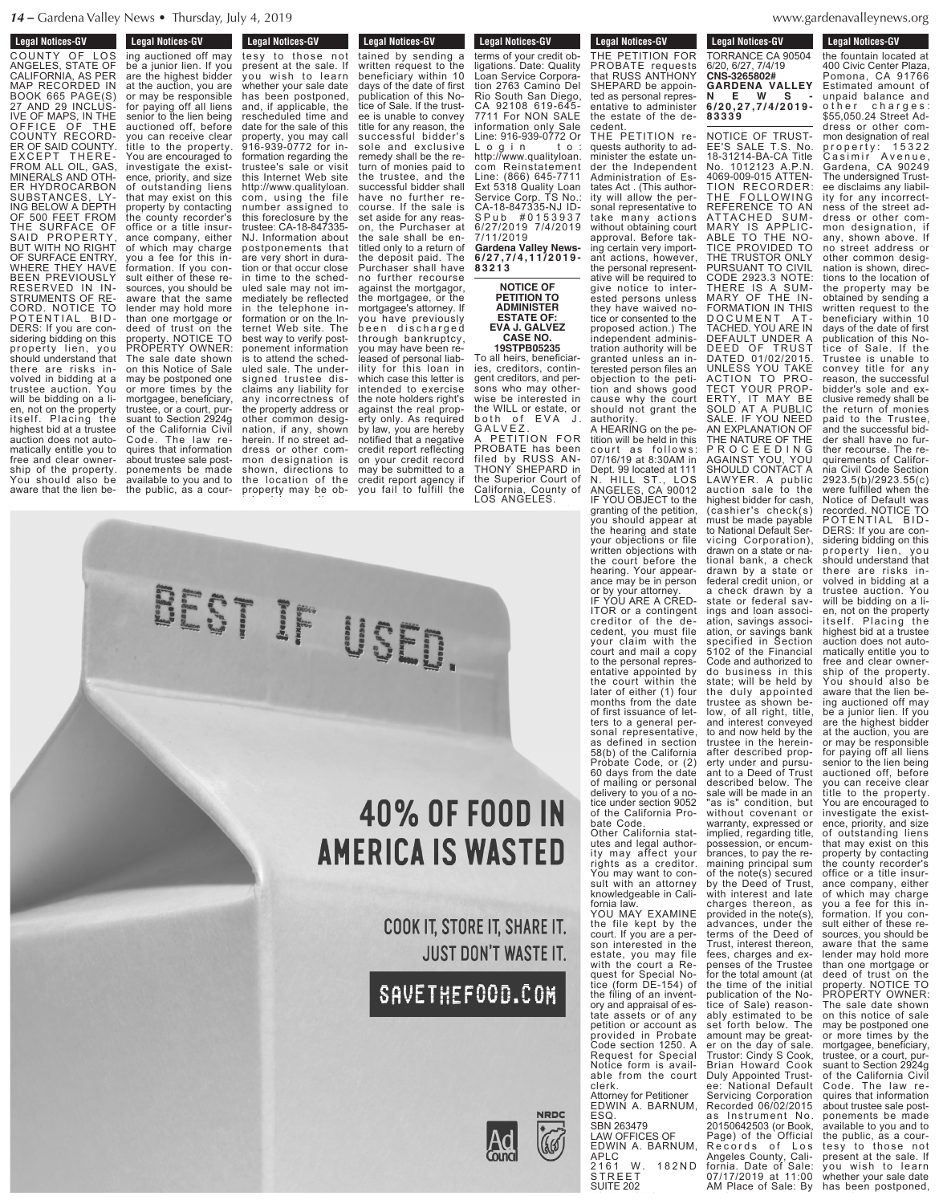Legal Notices-GV

COUNTY OF LOS ANGELES, STATE OF CALIFORNIA, AS PER MAP RECORDED IN BOOK 665 PAGE(S) 27 AND 29 INCLUSIVE OF MAPS, IN THE OFFICE OF THE COUNTY RECORDER OF SAID COUNTY. EXCEPT THEREFROM ALL OIL, GAS, MINERALS AND OTHER HYDROCARBON SUBSTANCES, LYING BELOW A DEPTH OF 500 FEET FROM THE SURFACE OF SAID PROPERTY, BUT WITH NO RIGHT OF SURFACE ENTRY, WHERE THEY HAVE BEEN PREVIOUSLY RESERVED IN INSTRUMENTS OF RECORD. NOTICE TO POTENTIAL BIDDERS: If you are considering bidding on this property lien, you should understand that there are risks involved in bidding at a trustee auction. You will be bidding on a lien, not on the property itself. Placing the highest bid at a trustee auction does not automatically entitle you to free and clear ownership of the property. You should also be aware that the lien being auctioned off may be a junior lien. If you are the highest bidder at the auction, you are or may be responsible for paying off all liens senior to the lien being auctioned off, before you can receive clear title to the property. You are encouraged to investigate the existence, priority, and size of outstanding liens that may exist on this property by contacting the county recorder's office or a title insurance company, either of which may charge you a fee for this information. If you consult either of these resources, you should be aware that the same lender may hold more than one mortgage or deed of trust on the property. NOTICE TO PROPERTY OWNER: The sale date shown on this Notice of Sale may be postponed one or more times by the mortgagee, beneficiary, trustee, or a court, pursuant to Section 2924g of the California Civil Code. The law requires that information about trustee sale postponements be made available to you and to the public, as a courtesy to those not present at the sale. If you wish to learn whether your sale date has been postponed, and, if applicable, the rescheduled time and date for the sale of this property, you may call 916-939-0772 for information regarding the trustee's sale or visit this Internet Web site http://www.qualityloan.com, using the file number assigned to this foreclosure by the trustee: CA-18-847335-NJ. Information about postponements that are very short in duration or that occur close in time to the scheduled sale may not immediately be reflected in the telephone information or on the Internet Web site. The best way to verify postponement information is to attend the scheduled sale. The undersigned trustee disclaims any liability for any incorrectness of the property address or other common designation, if any, shown herein. If no street address or other common designation is shown, directions to the location of the property may be obtained by sending a written request to the beneficiary within 10 days of the date of first publication of this Notice of Sale. If the trustee is unable to convey title for any reason, the successful bidder's sole and exclusive remedy shall be the return of monies paid to the trustee, and the successful bidder shall have no further recourse. If the sale is set aside for any reason, the Purchaser at the sale shall be entitled only to a return of the deposit paid. The Purchaser shall have no further recourse against the mortgagor, the mortgagee, or the mortgagee's attorney. If you have previously been discharged through bankruptcy, you may have been released of personal liability for this loan in which case this letter is intended to exercise the note holders right's against the real property only. As required by law, you are hereby notified that a negative credit report reflecting on your credit record may be submitted to a credit report agency if you fail to fulfill the terms of your credit obligations. Date: Quality Loan Service Corporation 2763 Camino Del Rio South San Diego, CA 92108 619-645-7711 For NON SALE information only Sale Line: 916-939-0772 Or Login to: http://www.qualityloan.com Reinstatement Line: (866) 645-7711 Ext 5318 Quality Loan Service Corp. TS No.: CA-18-847335-NJ IDSPub #0153937 6/27/2019 7/4/2019 7/11/2019

**Gardena Valley News-6/27,7/4,11/2019-83213**

**NOTICE OF PETITION TO ADMINISTER ESTATE OF: EVA J. GALVEZ CASE NO. 19STPB05235**

To all heirs, beneficiaries, creditors, contingent creditors, and persons who may otherwise be interested in the WILL or estate, or both of EVA J. GALVEZ.

A PETITION FOR PROBATE has been filed by RUSS ANTHONY SHEPARD in the Superior Court of California, County of LOS ANGELES.

THE PETITION FOR PROBATE requests that RUSS ANTHONY SHEPARD be appointed as personal representative to administer the estate of the decedent.

THE PETITION requests authority to administer the estate under the Independent Administration of Estates Act . (This authority will allow the personal representative to take many actions without obtaining court approval. Before taking certain very important actions, however, the personal representative will be required to give notice to interested persons unless they have waived notice or consented to the proposed action.) The independent administration authority will be granted unless an interested person files an objection to the petition and shows good cause why the court should not grant the authority.

A HEARING on the petition will be held in this court as follows: 07/16/19 at 8:30AM in Dept. 99 located at 111 N. HILL ST., LOS ANGELES, CA 90012

IF YOU OBJECT to the granting of the petition, you should appear at the hearing and state your objections or file written objections with the court before the hearing. Your appearance may be in person or by your attorney.

IF YOU ARE A CREDITOR or a contingent creditor of the decedent, you must file your claim with the court and mail a copy to the personal representative appointed by the court within the later of either (1) four months from the date of first issuance of letters to a general personal representative, as defined in section 58(b) of the California Probate Code, or (2) 60 days from the date of mailing or personal delivery to you of a notice under section 9052 of the California Probate Code.

Other California statutes and legal authority may affect your rights as a creditor. You may want to consult with an attorney knowledgeable in California law.

YOU MAY EXAMINE the file kept by the court. If you are a person interested in the estate, you may file with the court a Request for Special Notice (form DE-154) of the filing of an inventory and appraisal of estate assets or of any petition or account as provided in Probate Code section 1250. A Request for Special Notice form is available from the court clerk.

Attorney for Petitioner
EDWIN A. BARNUM, ESQ.
SBN 263479
LAW OFFICES OF EDWIN A. BARNUM, APLC
2161 W. 182ND STREET
SUITE 202
TORRANCE CA 90504
6/20, 6/27, 7/4/19
**CNS-3265802#**
**GARDENA VALLEY NEWS - 6/20,27,7/4/2019-83339**

NOTICE OF TRUSTEE'S SALE T.S. No. 18-31214-BA-CA Title No. 1012123 A.P.N. 4069-009-015 ATTENTION RECORDER: THE FOLLOWING REFERENCE TO AN ATTACHED SUMMARY IS APPLICABLE TO THE NOTICE PROVIDED TO THE TRUSTOR ONLY PURSUANT TO CIVIL CODE 2923.3 NOTE: THERE IS A SUMMARY OF THE INFORMATION IN THIS DOCUMENT ATTACHED. YOU ARE IN DEFAULT UNDER A DEED OF TRUST DATED 01/02/2015. UNLESS YOU TAKE ACTION TO PROTECT YOUR PROPERTY, IT MAY BE SOLD AT A PUBLIC SALE. IF YOU NEED AN EXPLANATION OF THE NATURE OF THE PROCEEDING AGAINST YOU, YOU SHOULD CONTACT A LAWYER. A public auction sale to the highest bidder for cash, (cashier's check(s) must be made payable to National Default Servicing Corporation), drawn on a state or national bank, a check drawn by a state or federal credit union, or a check drawn by a state or federal savings and loan association, savings association, or savings bank specified in Section 5102 of the Financial Code and authorized to do business in this state; will be held by the duly appointed trustee as shown below, of all right, title, and interest conveyed to and now held by the trustee in the hereinafter described property under and pursuant to a Deed of Trust described below. The sale will be made in an "as is" condition, but without covenant or warranty, expressed or implied, regarding title, possession, or encumbrances, to pay the remaining principal sum of the note(s) secured by the Deed of Trust, with interest and late charges thereon, as provided in the note(s), advances, under the terms of the Deed of Trust, interest thereon, fees, charges and expenses of the Trustee for the total amount (at the time of the initial publication of the Notice of Sale) reasonably estimated to be set forth below. The amount may be greater on the day of sale. Trustor: Cindy S Cook, Brian Howard Cook Duly Appointed Trustee: National Default Servicing Corporation Recorded 06/02/2015 as Instrument No. 20150642503 (or Book, Page) of the Official Records of Los Angeles County, California. Date of Sale: 07/17/2019 at 11:00 AM Place of Sale: By the fountain located at 400 Civic Center Plaza, Pomona, CA 91766 Estimated amount of unpaid balance and other charges: $55,050.24 Street Address or other common designation of real property: 15322 Casimir Avenue, Gardena, CA 90249 The undersigned Trustee disclaims any liability for any incorrectness of the street address or other common designation, if any, shown above. If no street address or other common designation is shown, directions to the location of the property may be obtained by sending a written request to the beneficiary within 10 days of the date of first publication of this Notice of Sale. If the Trustee is unable to convey title for any reason, the successful bidder's sole and exclusive remedy shall be the return of monies paid to the Trustee, and the successful bidder shall have no further recourse. The requirements of California Civil Code Section 2923.5(b)/2923.55(c) were fulfilled when the Notice of Default was recorded. NOTICE TO POTENTIAL BIDDERS: If you are considering bidding on this property lien, you should understand that there are risks involved in bidding at a trustee auction. You will be bidding on a lien, not on the property itself. Placing the highest bid at a trustee auction does not automatically entitle you to free and clear ownership of the property. You should also be aware that the lien being auctioned off may be a junior lien. If you are the highest bidder at the auction, you are or may be responsible for paying off all liens senior to the lien being auctioned off, before you can receive clear title to the property. You are encouraged to investigate the existence, priority, and size of outstanding liens that may exist on this property by contacting the county recorder's office or a title insurance company, either of which may charge you a fee for this information. If you consult either of these resources, you should be aware that the same lender may hold more than one mortgage or deed of trust on the property. NOTICE TO PROPERTY OWNER: The sale date shown on this notice of sale may be postponed one or more times by the mortgagee, beneficiary, trustee, or a court, pursuant to Section 2924g of the California Civil Code. The law requires that information about trustee sale postponements be made available to you and to the public, as a courtesy to those not present at the sale. If you wish to learn whether your sale date has been postponed,

BEST IF USED.

40% OF FOOD IN AMERICA IS WASTED

COOK IT, STORE IT, SHARE IT. JUST DON'T WASTE IT.

SAVETHEFOOD.COM

Ad Council NRDC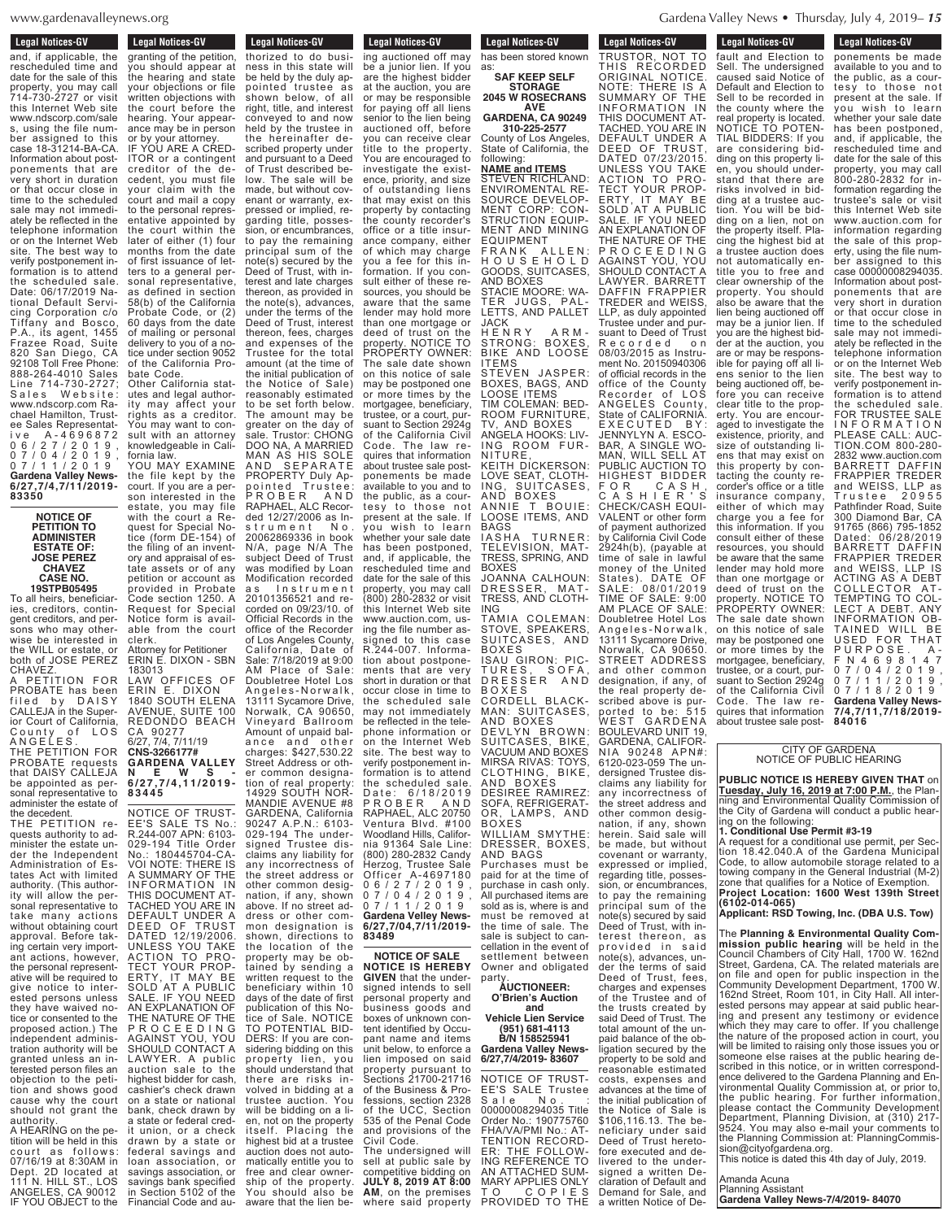and, if applicable, the rescheduled time and date for the sale of this property, you may call 714-730-2727 or visit this Internet Web site www.ndscorp.com/sales, using the file number assigned to this case 18-31214-BA-CA. Information about postponements that are very short in duration or that occur close in time to the scheduled sale may not immediately be reflected in the telephone information or on the Internet Web site. The best way to verify postponement information is to attend the scheduled sale. Date: 06/17/2019 National Default Servicing Corporation c/o Tiffany and Bosco, P.A., its agent, 1455 Frazee Road, Suite 820 San Diego, CA 92108 Toll Free Phone: 888-264-4010 Sales Line 714-730-2727; Sales Website: www.ndscorp.com Rachael Hamilton, Trustee Sales Representative A-4696872 06/27/2019, 07/04/2019, 07/11/2019
**Gardena Valley News-6/27,7/4,7/11/2019-83350**

**NOTICE OF PETITION TO ADMINISTER ESTATE OF: JOSE PEREZ CHAVEZ CASE NO. 19STPB05495**

To all heirs, beneficiaries, creditors, contingent creditors, and persons who may otherwise be interested in the WILL or estate, or both of JOSE PEREZ CHAVEZ.

A PETITION FOR PROBATE has been filed by DAISY CALLEJA in the Superior Court of California, County of LOS ANGELES.

THE PETITION FOR PROBATE requests that DAISY CALLEJA be appointed as personal representative to administer the estate of the decedent.

THE PETITION requests authority to administer the estate under the Independent Administration of Estates Act with limited authority. (This authority will allow the personal representative to take many actions without obtaining court approval. Before taking certain very important actions, however, the personal representative will be required to give notice to interested persons unless they have waived notice or consented to the proposed action.) The independent administration authority will be granted unless an interested person files an objection to the petition and shows good cause why the court should not grant the authority.

A HEARING on the petition will be held in this court as follows: 07/16/19 at 8:30AM in Dept. 2D located at 111 N. HILL ST., LOS ANGELES, CA 90012

IF YOU OBJECT to the granting of the petition, you should appear at the hearing and state your objections or file written objections with the court before the hearing. Your appearance may be in person or by your attorney.

IF YOU ARE A CREDITOR or a contingent creditor of the decedent, you must file your claim with the court and mail a copy to the personal representative appointed by the court within the later of either (1) four months from the date of first issuance of letters to a general personal representative, as defined in section 58(b) of the California Probate Code, or (2) 60 days from the date of mailing or personal delivery to you of a notice under section 9052 of the California Probate Code.

Other California statutes and legal authority may affect your rights as a creditor. You may want to consult with an attorney knowledgeable in California law.

YOU MAY EXAMINE the file kept by the court. If you are a person interested in the estate, you may file with the court a Request for Special Notice (form DE-154) of the filing of an inventory and appraisal of estate assets or of any petition or account as provided in Probate Code section 1250. A Request for Special Notice form is available from the court clerk.

Attorney for Petitioner
ERIN E. DIXON - SBN 183013
LAW OFFICES OF ERIN E. DIXON
1840 SOUTH ELENA AVENUE, SUITE 100
REDONDO BEACH CA 90277
6/27, 7/4, 7/11/19
CNS-3266177#
**GARDENA VALLEY NEWS-6/27,7/4,7/11/2019-83445**

NOTICE OF TRUSTEE'S SALE TS No.: R.244-007 APN: 6103-029-194 Title Order No.: 180445704-CA-VOI NOTE: THERE IS A SUMMARY OF THE INFORMATION IN THIS DOCUMENT ATTACHED YOU ARE IN DEFAULT UNDER A DEED OF TRUST DATED 12/19/2006. UNLESS YOU TAKE ACTION TO PROTECT YOUR PROPERTY, IT MAY BE SOLD AT A PUBLIC SALE. IF YOU NEED AN EXPLANATION OF THE NATURE OF THE PROCEEDING AGAINST YOU, YOU SHOULD CONTACT A LAWYER. A public auction sale to the highest bidder for cash, cashier's check drawn on a state or national bank, check drawn by a state or federal credit union, or a check drawn by a state or federal savings and loan association, or savings association, or savings bank specified in Section 5102 of the Financial Code and authorized to do business in this state will be held by the duly appointed trustee as shown below, of all right, title, and interest conveyed to and now held by the trustee in the hereinafter described property under and pursuant to a Deed of Trust described below. The sale will be made, but without covenant or warranty, expressed or implied, regarding title, possession, or encumbrances, to pay the remaining principal sum of the note(s) secured by the Deed of Trust, with interest and late charges thereon, as provided in the note(s), advances, under the terms of the Deed of Trust, interest thereon, fees, charges and expenses of the Trustee for the total amount (at the time of the initial publication of the Notice of Sale) reasonably estimated to be set forth below. The amount may be greater on the day of sale. Trustor: CHONG DOO NA, A MARRIED MAN AS HIS SOLE AND SEPARATE PROPERTY Duly Appointed Trustee: PROBER AND RAPHAEL, ALC Recorded 12/27/2006 as Instrument No. 20062869336 in book N/A, page N/A The subject Deed of Trust was modified by Loan Modification recorded as Instrument 20101356521 and recorded on 09/23/10. of Official Records in the office of the Recorder of Los Angeles County, California, Date of Sale: 7/18/2019 at 9:00 AM Place of Sale: Doubletree Hotel Los Angeles-Norwalk, 13111 Sycamore Drive, Norwalk, CA 90650, Vineyard Ballroom Amount of unpaid balance and other charges: $427,530.22 Street Address or other common designation of real property: 14929 SOUTH NORMANDIE AVENUE #8 GARDENA, California 90247 A.P.N.: 6103-029-194 The undersigned Trustee disclaims any liability for any incorrectness of the street address or other common designation, if any, shown above. If no street address or other common designation is shown, directions to the location of the property may be obtained by sending a written request to the beneficiary within 10 days of the date of first publication of this Notice of Sale. NOTICE TO POTENTIAL BIDDERS: If you are considering bidding on this property lien, you should understand that there are risks involved in bidding at a trustee auction. You will be bidding on a lien, not on the property itself. Placing the highest bid at a trustee auction does not automatically entitle you to free and clear ownership of the property. You should also be aware that the lien being auctioned off may be a junior lien. If you are the highest bidder at the auction, you are or may be responsible for paying off all liens senior to the lien being auctioned off, before you can receive clear title to the property. You are encouraged to investigate the existence, priority, and size of outstanding liens that may exist on this property by contacting the county recorder's office or a title insurance company, either of which may charge you a fee for this information. If you consult either of these resources, you should be aware that the same lender may hold more than one mortgage or deed of trust on the property. NOTICE TO PROPERTY OWNER: The sale date shown on this notice of sale may be postponed one or more times by the mortgagee, beneficiary, trustee, or a court, pursuant to Section 2924g of the California Civil Code. The law requires that information about trustee sale postponements be made available to you and to the public, as a courtesy to those not present at the sale. If you wish to learn whether your sale date has been postponed, and, if applicable, the rescheduled time and date for the sale of this property, you may call (800) 280-2832 or visit this Internet Web site www.auction.com, using the file number assigned to this case R.244-007. Information about postponements that are very short in duration or that occur close in time to the scheduled sale may not immediately be reflected in the telephone information or on the Internet Web site. The best way to verify postponement information is to attend the scheduled sale. Date: 6/18/2019 PROBER AND RAPHAEL, ALC 20750 Ventura Blvd. #100 Woodland Hills, California 91364 Sale Line: (800) 280-2832 Candy Herzog, Trustee Sale Officer A-4697180 06/27/2019, 07/04/2019, 07/11/2019
**Gardena Valley News-6/27,7/04,7/11/2019-83489**

**NOTICE OF SALE**

**NOTICE IS HEREBY GIVEN** that the undersigned intends to sell personal property and business goods and boxes of unknown content identified by Occupant name and items unit below, to enforce a lien imposed on said property pursuant to Sections 21700-21716 of the Business & Professions, section 2328 of the UCC, Section 535 of the Penal Code and provisions of the Civil Code.

The undersigned will sell at public sale by competitive bidding on **JULY 8, 2019 AT 8:00 AM**, on the premises where said property has been stored known as:

**SAF KEEP SELF STORAGE**
**2045 W ROSECRANS AVE**
**GARDENA, CA 90249**
**310-225-2577**

County of Los Angeles, State of California, the following:

**NAME and ITEMS**

STEVEN RICHLAND: ENVIROMENTAL RESOURCE DEVELOPMENT CORP: CONSTRUCTION EQUIPMENT AND MINING EQUIPMENT
FRANK ALLEN: HOUSEHOLD GOODS, SUITCASES, AND BOXES
STACIE MOORE: WATER JUGS, PALLETTS, AND PALLET JACK
HENRY ARMSTRONG: BOXES, BIKE AND LOOSE ITEMS
STEVEN JASPER: BOXES, BAGS, AND LOOSE ITEMS
TIM COLEMAN: BEDROOM FURNITURE, TV, AND BOXES
ANGELA HOOKS: LIVING ROOM FURNITURE,
KEITH DICKERSON: LOVE SEAT, CLOTHING, SUITCASES, AND BOXES
ANNIE T BOUIE: LOOSE ITEMS, AND BAGS
IASHA TURNER: TELEVISION, MATTRESS, SPRING, AND BOXES
JOANNA CALHOUN: DRESSER, MATTRESS, AND CLOTHING
TAMIA COLEMAN: STOVE, SPEAKERS, SUITCASES, AND BOXES
ISAU GIRON: PICTURES, SOFA, DRESSER AND BOXES
CORDELL BLACKMAN: SUITCASES, AND BOXES
DEVLYN BROWN: SUITCASES, BIKE, VACUUM AND BOXES
MIRSA RIVAS: TOYS, CLOTHING, BIKE, AND BOXES
DESIREE RAMIREZ: SOFA, REFRIGERATOR, LAMPS, AND BOXES
WILLIAM SMYTHE: DRESSER, BOXES, AND BAGS

Purchases must be paid for at the time of purchase in cash only. All purchased items are sold as is, where is and must be removed at the time of sale. The sale is subject to cancellation in the event of settlement between Owner and obligated party.

**AUCTIONEER:**
**O'Brien's Auction and Vehicle Lien Service**
**(951) 681-4113**
**B/N 158525941**
**Gardena Valley News-6/27,7/4/2019- 83607**

NOTICE OF TRUSTEE'S SALE Trustee Sale No. : 00000008294035 Title Order No.: 190775760 FHA/VA/PMI No.: ATTENTION RECORDER: THE FOLLOWING REFERENCE TO AN ATTACHED SUMMARY APPLIES ONLY TO COPIES PROVIDED TO THE TRUSTOR, NOT TO THIS RECORDED ORIGINAL NOTICE. NOTE: THERE IS A SUMMARY OF THE INFORMATION IN THIS DOCUMENT ATTACHED. YOU ARE IN DEFAULT UNDER A DEED OF TRUST, DATED 07/23/2015. UNLESS YOU TAKE ACTION TO PROTECT YOUR PROPERTY, IT MAY BE SOLD AT A PUBLIC SALE. IF YOU NEED AN EXPLANATION OF THE NATURE OF THE PROCEEDING AGAINST YOU, YOU SHOULD CONTACT A LAWYER. BARRETT DAFFIN FRAPPIER TREDER and WEISS, LLP, as duly appointed Trustee under and pursuant to Deed of Trust Recorded on 08/03/2015 as Instrument No. 20150940306 of official records in the office of the County Recorder of LOS ANGELES County, State of CALIFORNIA. EXECUTED BY: JENNYLYN A. ESCOBAR, A SINGLE WOMAN, WILL SELL AT PUBLIC AUCTION TO HIGHEST BIDDER FOR CASH, CASHIER'S CHECK/CASH EQUIVALENT or other form of payment authorized by California Civil Code 2924h(b), (payable at time of sale in lawful money of the United States). DATE OF SALE: 08/01/2019 TIME OF SALE: 9:00 AM PLACE OF SALE: Doubletree Hotel Los Angeles-Norwalk, 13111 Sycamore Drive, Norwalk, CA 90650. STREET ADDRESS and other common designation, if any, of the real property described above is purported to be: 515 WEST GARDENA BOULEVARD UNIT 19, GARDENA, CALIFORNIA 90248 APN#: 6120-023-059 The undersigned Trustee disclaims any liability for any incorrectness of the street address and other common designation, if any, shown herein. Said sale will be made, but without covenant or warranty, expressed or implied, regarding title, possession, or encumbrances, to pay the remaining principal sum of the note(s) secured by said Deed of Trust, with interest thereon, as provided in said note(s), advances, under the terms of said Deed of Trust, fees, charges and expenses of the Trustee and of the trusts created by said Deed of Trust. The total amount of the unpaid balance of the obligation secured by the property to be sold and reasonable estimated costs, expenses and advances at the time of the initial publication of the Notice of Sale is $106,116.13. The beneficiary under said Deed of Trust heretofore executed and delivered to the undersigned a written Declaration of Default and Demand for Sale, and a written Notice of Default and Election to Sell. The undersigned caused said Notice of Default and Election to Sell to be recorded in the county where the real property is located. NOTICE TO POTENTIAL BIDDERS: If you are considering bidding on this property lien, you should understand that there are risks involved in bidding at a trustee auction. You will be bidding on a lien, not on the property itself. Placing the highest bid at a trustee auction does not automatically entitle you to free and clear ownership of the property. You should also be aware that the lien being auctioned off may be a junior lien. If you are the highest bidder at the auction, you are or may be responsible for paying off all liens senior to the lien being auctioned off, before you can receive clear title to the property. You are encouraged to investigate the existence, priority, and size of outstanding liens that may exist on this property by contacting the county recorder's office or a title insurance company, either of which may charge you a fee for this information. If you consult either of these resources, you should be aware that the same lender may hold more than one mortgage or deed of trust on the property. NOTICE TO PROPERTY OWNER: The sale date shown on this notice of sale may be postponed one or more times by the mortgagee, beneficiary, trustee, or a court, pursuant to Section 2924g of the California Civil Code. The law requires that information about trustee sale postponements be made available to you and to the public, as a courtesy to those not present at the sale. If you wish to learn whether your sale date has been postponed, and, if applicable, the rescheduled time and date for the sale of this property, you may call 800-280-2832 for information regarding the trustee's sale or visit this Internet Web site www.auction.com for information regarding the sale of this property, using the file number assigned to this case 00000008294035. Information about postponements that are very short in duration or that occur close in time to the scheduled sale may not immediately be reflected in the telephone information or on the Internet Web site. The best way to verify postponement information is to attend the scheduled sale. FOR TRUSTEE SALE INFORMATION PLEASE CALL: AUCTION.COM 800-280-2832 www.auction.com BARRETT DAFFIN FRAPPIER TREDER and WEISS, LLP as Trustee 20955 Pathfinder Road, Suite 300 Diamond Bar, CA 91765 (866) 795-1852 Dated: 06/28/2019 BARRETT DAFFIN FRAPPIER TREDER and WEISS, LLP IS ACTING AS A DEBT COLLECTOR ATTEMPTING TO COLLECT A DEBT. ANY INFORMATION OBTAINED WILL BE USED FOR THAT PURPOSE. A-FN4698147 07/04/2019, 07/11/2019, 07/18/2019
**Gardena Valley News-7/4,7/11,7/18/2019-84016**

CITY OF GARDENA
NOTICE OF PUBLIC HEARING

**PUBLIC NOTICE IS HEREBY GIVEN THAT** on **Tuesday, July 16, 2019 at 7:00 P.M.**, the Planning and Environmental Quality Commission of the City of Gardena will conduct a public hearing on the following:

**1. Conditional Use Permit #3-19**
A request for a conditional use permit, per Section 18.42.040.A of the Gardena Municipal Code, to allow automobile storage related to a towing company in the General Industrial (M-2) zone that qualifies for a Notice of Exemption.
**Project Location: 1600 West 139th Street (6102-014-065)**
**Applicant: RSD Towing, Inc. (DBA U.S. Tow)**

The **Planning & Environmental Quality Commission public hearing** will be held in the Council Chambers of City Hall, 1700 W. 162nd Street, Gardena, CA. The related materials are on file and open for public inspection in the Community Development Department, 1700 W. 162nd Street, Room 101, in City Hall. All interested persons may appear at said public hearing and present any testimony or evidence which they may care to offer. If you challenge the nature of the proposed action in court, you will be limited to raising only those issues you or someone else raises at the public hearing described in this notice, or in written correspondence delivered to the Gardena Planning and Environmental Quality Commission at, or prior to, the public hearing. For further information, please contact the Community Development Department, Planning Division, at (310) 217-9524. You may also e-mail your comments to the Planning Commission at: PlanningCommission@cityofgardena.org.
This notice is dated this 4th day of July, 2019.

Amanda Acuna
Planning Assistant
**Gardena Valley News-7/4/2019- 84070**